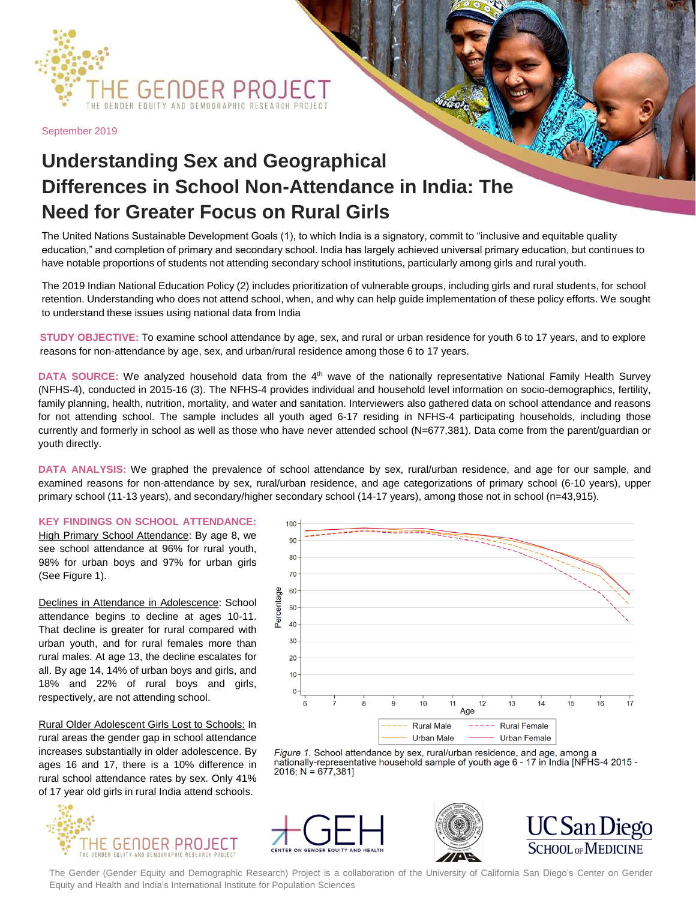THE GENDER PROJECT

THE GENDER EQUITY AND DEMOGRAPHIC RESEARCH PROJECT

September 2019

# Understanding Sex and Geographical Differences in School Non-Attendance in India: The Need for Greater Focus on Rural Girls

The United Nations Sustainable Development Goals (1), to which India is a signatory, commit to "inclusive and equitable quality education," and completion of primary and secondary school. India has largely achieved universal primary education, but continues to have notable proportions of students not attending secondary school institutions, particularly among girls and rural youth.

The 2019 Indian National Education Policy (2) includes prioritization of vulnerable groups, including girls and rural students, for school retention. Understanding who does not attend school, when, and why can help guide implementation of these policy efforts. We sought to understand these issues using national data from India

**STUDY OBJECTIVE:** To examine school attendance by age, sex, and rural or urban residence for youth 6 to 17 years, and to explore reasons for non-attendance by age, sex, and urban/rural residence among those 6 to 17 years.

**DATA SOURCE:** We analyzed household data from the 4th wave of the nationally representative National Family Health Survey (NFHS-4), conducted in 2015-16 (3). The NFHS-4 provides individual and household level information on socio-demographics, fertility, family planning, health, nutrition, mortality, and water and sanitation. Interviewers also gathered data on school attendance and reasons for not attending school. The sample includes all youth aged 6-17 residing in NFHS-4 participating households, including those currently and formerly in school as well as those who have never attended school (N=677,381). Data come from the parent/guardian or youth directly.

**DATA ANALYSIS:** We graphed the prevalence of school attendance by sex, rural/urban residence, and age for our sample, and examined reasons for non-attendance by sex, rural/urban residence, and age categorizations of primary school (6-10 years), upper primary school (11-13 years), and secondary/higher secondary school (14-17 years), among those not in school (n=43,915).

**KEY FINDINGS ON SCHOOL ATTENDANCE:**

High Primary School Attendance: By age 8, we see school attendance at 96% for rural youth, 98% for urban boys and 97% for urban girls (See Figure 1).

Declines in Attendance in Adolescence: School attendance begins to decline at ages 10-11. That decline is greater for rural compared with urban youth, and for rural females more than rural males. At age 13, the decline escalates for all. By age 14, 14% of urban boys and girls, and 18% and 22% of rural boys and girls, respectively, are not attending school.

Rural Older Adolescent Girls Lost to Schools: In rural areas the gender gap in school attendance increases substantially in older adolescence. By ages 16 and 17, there is a 10% difference in rural school attendance rates by sex. Only 41% of 17 year old girls in rural India attend schools.

Percentage
100
90
80
70
60
50
40
30
20
10
0
6 7 8 9 10 11 12 13 14 15 16 17
Age
Rural Male
Rural Female
Urban Male
Urban Female

*Figure 1.* School attendance by sex, rural/urban residence, and age, among a nationally-representative household sample of youth age 6 - 17 in India [NFHS-4 2015 - 2016; N = 677,381]

THE GENDER PROJECT

THE GENDER EQUITY AND DEMOGRAPHIC RESEARCH PROJECT

GEH

CENTER ON GENDER EQUITY AND HEALTH

IIPS

UC San Diego

SCHOOL OF MEDICINE

The Gender (Gender Equity and Demographic Research) Project is a collaboration of the University of California San Diego's Center on Gender Equity and Health and India's International Institute for Population Sciences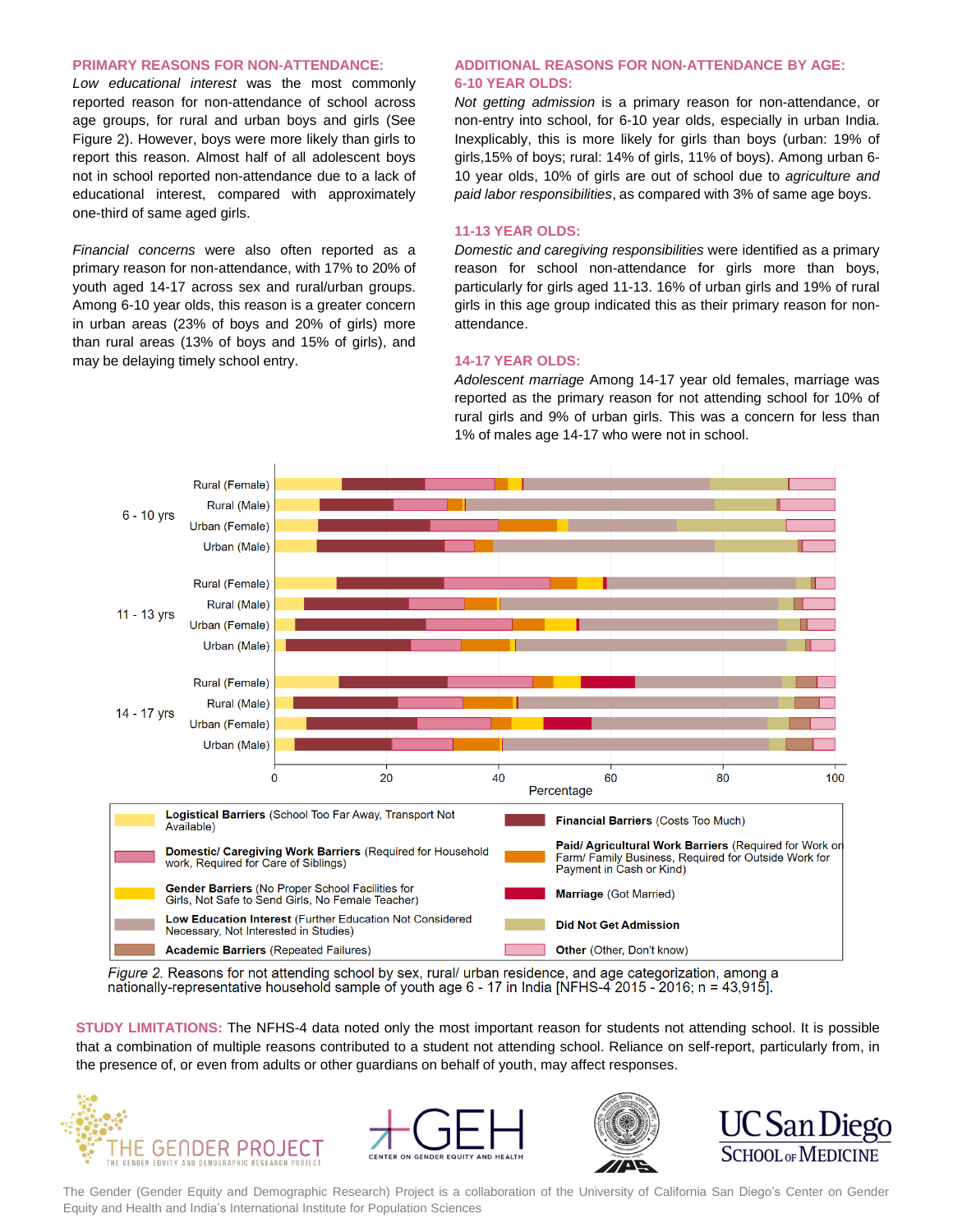## PRIMARY REASONS FOR NON-ATTENDANCE:

*Low educational interest* was the most commonly reported reason for non-attendance of school across age groups, for rural and urban boys and girls (See Figure 2). However, boys were more likely than girls to report this reason. Almost half of all adolescent boys not in school reported non-attendance due to a lack of educational interest, compared with approximately one-third of same aged girls.

*Financial concerns* were also often reported as a primary reason for non-attendance, with 17% to 20% of youth aged 14-17 across sex and rural/urban groups. Among 6-10 year olds, this reason is a greater concern in urban areas (23% of boys and 20% of girls) more than rural areas (13% of boys and 15% of girls), and may be delaying timely school entry.

## ADDITIONAL REASONS FOR NON-ATTENDANCE BY AGE:

### 6-10 YEAR OLDS:

*Not getting admission* is a primary reason for non-attendance, or non-entry into school, for 6-10 year olds, especially in urban India. Inexplicably, this is more likely for girls than boys (urban: 19% of girls,15% of boys; rural: 14% of girls, 11% of boys). Among urban 6-10 year olds, 10% of girls are out of school due to *agriculture and paid labor responsibilities*, as compared with 3% of same age boys.

### 11-13 YEAR OLDS:

*Domestic and caregiving responsibilities* were identified as a primary reason for school non-attendance for girls more than boys, particularly for girls aged 11-13. 16% of urban girls and 19% of rural girls in this age group indicated this as their primary reason for non-attendance.

### 14-17 YEAR OLDS:

*Adolescent marriage* Among 14-17 year old females, marriage was reported as the primary reason for not attending school for 10% of rural girls and 9% of urban girls. This was a concern for less than 1% of males age 14-17 who were not in school.

*Figure 2.* Reasons for not attending school by sex, rural/ urban residence, and age categorization, among a nationally-representative household sample of youth age 6 - 17 in India [NFHS-4 2015 - 2016; n = 43,915].

**STUDY LIMITATIONS:** The NFHS-4 data noted only the most important reason for students not attending school. It is possible that a combination of multiple reasons contributed to a student not attending school. Reliance on self-report, particularly from, in the presence of, or even from adults or other guardians on behalf of youth, may affect responses.

The Gender (Gender Equity and Demographic Research) Project is a collaboration of the University of California San Diego's Center on Gender Equity and Health and India's International Institute for Population Sciences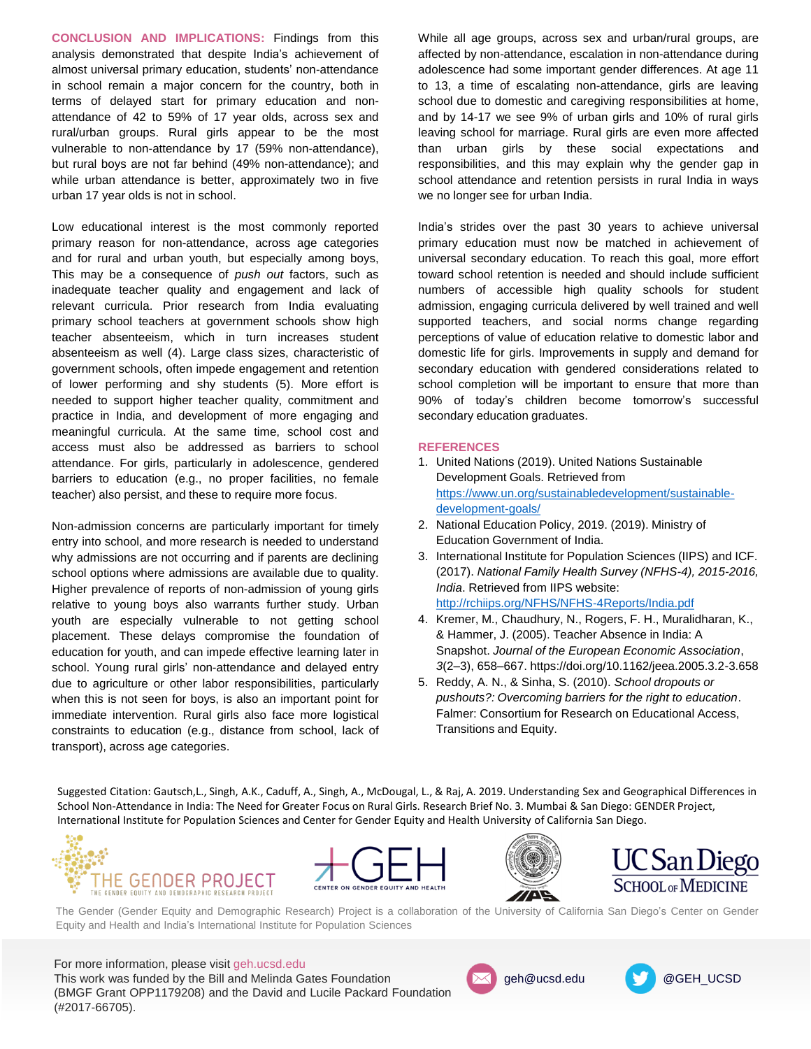**CONCLUSION AND IMPLICATIONS:** Findings from this analysis demonstrated that despite India's achievement of almost universal primary education, students' non-attendance in school remain a major concern for the country, both in terms of delayed start for primary education and non-attendance of 42 to 59% of 17 year olds, across sex and rural/urban groups. Rural girls appear to be the most vulnerable to non-attendance by 17 (59% non-attendance), but rural boys are not far behind (49% non-attendance); and while urban attendance is better, approximately two in five urban 17 year olds is not in school.

Low educational interest is the most commonly reported primary reason for non-attendance, across age categories and for rural and urban youth, but especially among boys, This may be a consequence of *push out* factors, such as inadequate teacher quality and engagement and lack of relevant curricula. Prior research from India evaluating primary school teachers at government schools show high teacher absenteeism, which in turn increases student absenteeism as well (4). Large class sizes, characteristic of government schools, often impede engagement and retention of lower performing and shy students (5). More effort is needed to support higher teacher quality, commitment and practice in India, and development of more engaging and meaningful curricula. At the same time, school cost and access must also be addressed as barriers to school attendance. For girls, particularly in adolescence, gendered barriers to education (e.g., no proper facilities, no female teacher) also persist, and these to require more focus.

Non-admission concerns are particularly important for timely entry into school, and more research is needed to understand why admissions are not occurring and if parents are declining school options where admissions are available due to quality. Higher prevalence of reports of non-admission of young girls relative to young boys also warrants further study. Urban youth are especially vulnerable to not getting school placement. These delays compromise the foundation of education for youth, and can impede effective learning later in school. Young rural girls' non-attendance and delayed entry due to agriculture or other labor responsibilities, particularly when this is not seen for boys, is also an important point for immediate intervention. Rural girls also face more logistical constraints to education (e.g., distance from school, lack of transport), across age categories.

While all age groups, across sex and urban/rural groups, are affected by non-attendance, escalation in non-attendance during adolescence had some important gender differences. At age 11 to 13, a time of escalating non-attendance, girls are leaving school due to domestic and caregiving responsibilities at home, and by 14-17 we see 9% of urban girls and 10% of rural girls leaving school for marriage. Rural girls are even more affected than urban girls by these social expectations and responsibilities, and this may explain why the gender gap in school attendance and retention persists in rural India in ways we no longer see for urban India.

India's strides over the past 30 years to achieve universal primary education must now be matched in achievement of universal secondary education. To reach this goal, more effort toward school retention is needed and should include sufficient numbers of accessible high quality schools for student admission, engaging curricula delivered by well trained and well supported teachers, and social norms change regarding perceptions of value of education relative to domestic labor and domestic life for girls. Improvements in supply and demand for secondary education with gendered considerations related to school completion will be important to ensure that more than 90% of today's children become tomorrow's successful secondary education graduates.

## REFERENCES

1. United Nations (2019). United Nations Sustainable Development Goals. Retrieved from https://www.un.org/sustainabledevelopment/sustainable-development-goals/
2. National Education Policy, 2019. (2019). Ministry of Education Government of India.
3. International Institute for Population Sciences (IIPS) and ICF. (2017). *National Family Health Survey (NFHS-4), 2015-2016, India*. Retrieved from IIPS website: http://rchiips.org/NFHS/NFHS-4Reports/India.pdf
4. Kremer, M., Chaudhury, N., Rogers, F. H., Muralidharan, K., & Hammer, J. (2005). Teacher Absence in India: A Snapshot. *Journal of the European Economic Association*, *3*(2–3), 658–667. https://doi.org/10.1162/jeea.2005.3.2-3.658
5. Reddy, A. N., & Sinha, S. (2010). *School dropouts or pushouts?: Overcoming barriers for the right to education*. Falmer: Consortium for Research on Educational Access, Transitions and Equity.

Suggested Citation: Gautsch,L., Singh, A.K., Caduff, A., Singh, A., McDougal, L., & Raj, A. 2019. Understanding Sex and Geographical Differences in School Non-Attendance in India: The Need for Greater Focus on Rural Girls. Research Brief No. 3. Mumbai & San Diego: GENDER Project, International Institute for Population Sciences and Center for Gender Equity and Health University of California San Diego.

THE GENDER PROJECT — THE GENDER EQUITY AND DEMOGRAPHIC RESEARCH PROJECT

GEH — CENTER ON GENDER EQUITY AND HEALTH

IIPS

UC San Diego SCHOOL OF MEDICINE

The Gender (Gender Equity and Demographic Research) Project is a collaboration of the University of California San Diego's Center on Gender Equity and Health and India's International Institute for Population Sciences

For more information, please visit geh.ucsd.edu
This work was funded by the Bill and Melinda Gates Foundation (BMGF Grant OPP1179208) and the David and Lucile Packard Foundation (#2017-66705).

geh@ucsd.edu

@GEH_UCSD